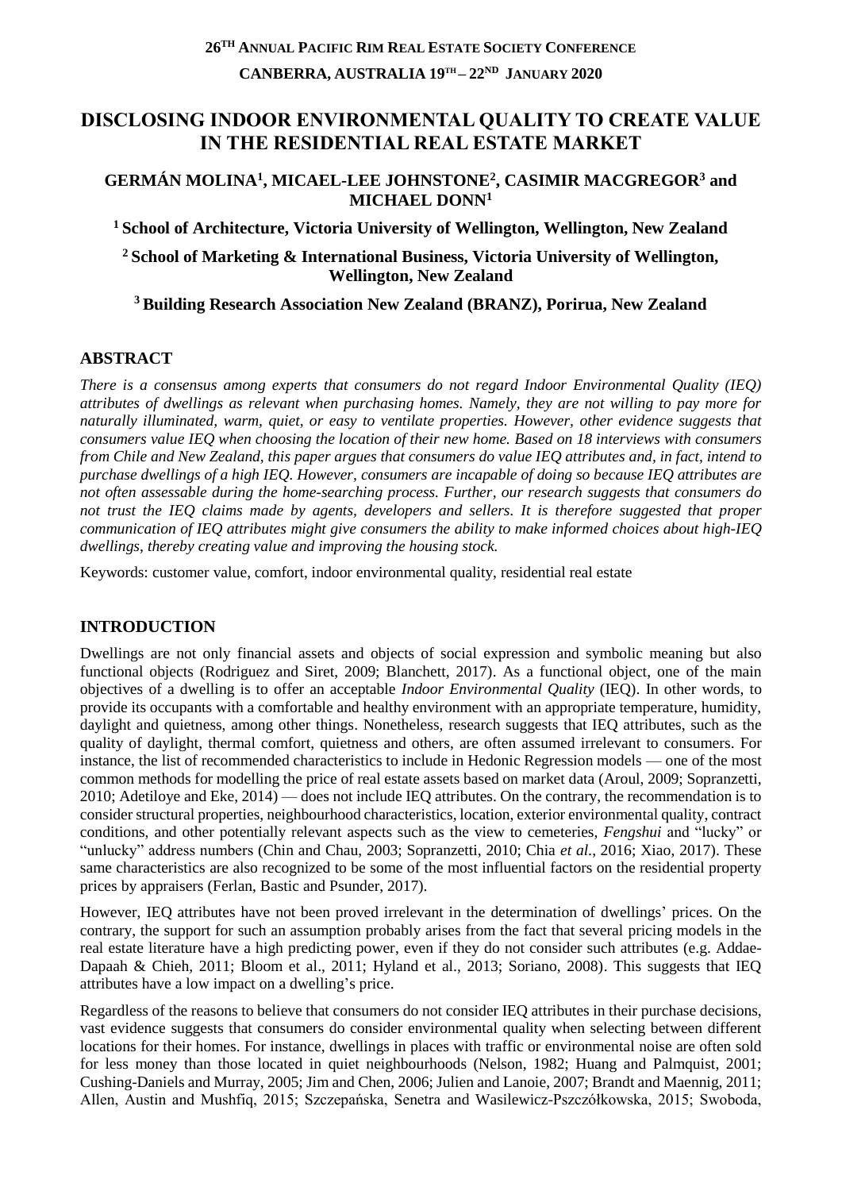26TH ANNUAL PACIFIC RIM REAL ESTATE SOCIETY CONFERENCE

CANBERRA, AUSTRALIA 19TH – 22ND JANUARY 2020

# DISCLOSING INDOOR ENVIRONMENTAL QUALITY TO CREATE VALUE IN THE RESIDENTIAL REAL ESTATE MARKET

**GERMÁN MOLINA[1], MICAEL-LEE JOHNSTONE[2], CASIMIR MACGREGOR[3] and MICHAEL DONN[1]**

**[1] School of Architecture, Victoria University of Wellington, Wellington, New Zealand**

**[2] School of Marketing & International Business, Victoria University of Wellington, Wellington, New Zealand**

**[3] Building Research Association New Zealand (BRANZ), Porirua, New Zealand**

## ABSTRACT

*There is a consensus among experts that consumers do not regard Indoor Environmental Quality (IEQ) attributes of dwellings as relevant when purchasing homes. Namely, they are not willing to pay more for naturally illuminated, warm, quiet, or easy to ventilate properties. However, other evidence suggests that consumers value IEQ when choosing the location of their new home. Based on 18 interviews with consumers from Chile and New Zealand, this paper argues that consumers do value IEQ attributes and, in fact, intend to purchase dwellings of a high IEQ. However, consumers are incapable of doing so because IEQ attributes are not often assessable during the home-searching process. Further, our research suggests that consumers do not trust the IEQ claims made by agents, developers and sellers. It is therefore suggested that proper communication of IEQ attributes might give consumers the ability to make informed choices about high-IEQ dwellings, thereby creating value and improving the housing stock.*

Keywords: customer value, comfort, indoor environmental quality, residential real estate

## INTRODUCTION

Dwellings are not only financial assets and objects of social expression and symbolic meaning but also functional objects (Rodriguez and Siret, 2009; Blanchett, 2017). As a functional object, one of the main objectives of a dwelling is to offer an acceptable *Indoor Environmental Quality* (IEQ). In other words, to provide its occupants with a comfortable and healthy environment with an appropriate temperature, humidity, daylight and quietness, among other things. Nonetheless, research suggests that IEQ attributes, such as the quality of daylight, thermal comfort, quietness and others, are often assumed irrelevant to consumers. For instance, the list of recommended characteristics to include in Hedonic Regression models — one of the most common methods for modelling the price of real estate assets based on market data (Aroul, 2009; Sopranzetti, 2010; Adetiloye and Eke, 2014) — does not include IEQ attributes. On the contrary, the recommendation is to consider structural properties, neighbourhood characteristics, location, exterior environmental quality, contract conditions, and other potentially relevant aspects such as the view to cemeteries, *Fengshui* and "lucky" or "unlucky" address numbers (Chin and Chau, 2003; Sopranzetti, 2010; Chia *et al.*, 2016; Xiao, 2017). These same characteristics are also recognized to be some of the most influential factors on the residential property prices by appraisers (Ferlan, Bastic and Psunder, 2017).

However, IEQ attributes have not been proved irrelevant in the determination of dwellings' prices. On the contrary, the support for such an assumption probably arises from the fact that several pricing models in the real estate literature have a high predicting power, even if they do not consider such attributes (e.g. Addae-Dapaah & Chieh, 2011; Bloom et al., 2011; Hyland et al., 2013; Soriano, 2008). This suggests that IEQ attributes have a low impact on a dwelling's price.

Regardless of the reasons to believe that consumers do not consider IEQ attributes in their purchase decisions, vast evidence suggests that consumers do consider environmental quality when selecting between different locations for their homes. For instance, dwellings in places with traffic or environmental noise are often sold for less money than those located in quiet neighbourhoods (Nelson, 1982; Huang and Palmquist, 2001; Cushing-Daniels and Murray, 2005; Jim and Chen, 2006; Julien and Lanoie, 2007; Brandt and Maennig, 2011; Allen, Austin and Mushfiq, 2015; Szczepańska, Senetra and Wasilewicz-Pszczółkowska, 2015; Swoboda,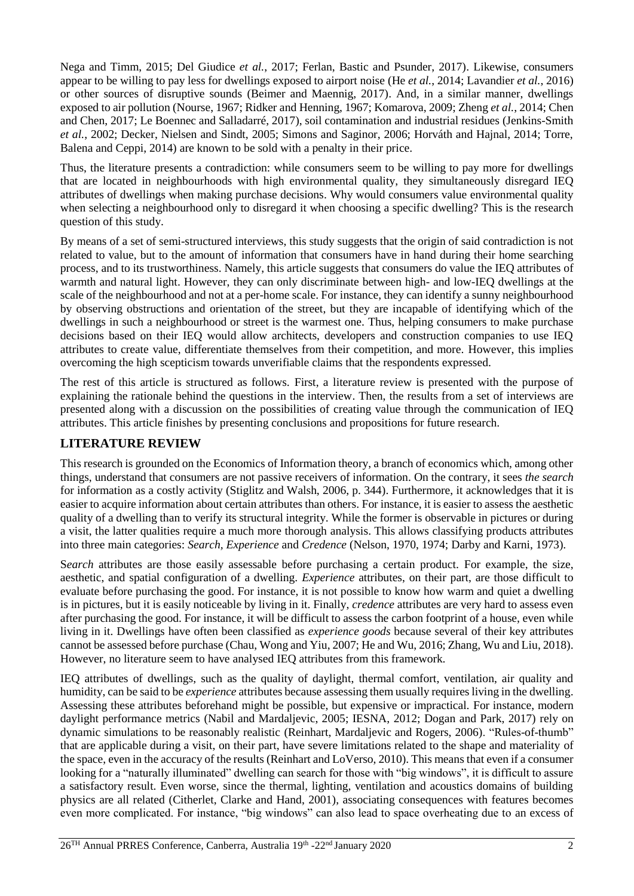Nega and Timm, 2015; Del Giudice *et al.*, 2017; Ferlan, Bastic and Psunder, 2017). Likewise, consumers appear to be willing to pay less for dwellings exposed to airport noise (He *et al.*, 2014; Lavandier *et al.*, 2016) or other sources of disruptive sounds (Beimer and Maennig, 2017). And, in a similar manner, dwellings exposed to air pollution (Nourse, 1967; Ridker and Henning, 1967; Komarova, 2009; Zheng *et al.*, 2014; Chen and Chen, 2017; Le Boennec and Salladarré, 2017), soil contamination and industrial residues (Jenkins-Smith *et al.*, 2002; Decker, Nielsen and Sindt, 2005; Simons and Saginor, 2006; Horváth and Hajnal, 2014; Torre, Balena and Ceppi, 2014) are known to be sold with a penalty in their price.

Thus, the literature presents a contradiction: while consumers seem to be willing to pay more for dwellings that are located in neighbourhoods with high environmental quality, they simultaneously disregard IEQ attributes of dwellings when making purchase decisions. Why would consumers value environmental quality when selecting a neighbourhood only to disregard it when choosing a specific dwelling? This is the research question of this study.

By means of a set of semi-structured interviews, this study suggests that the origin of said contradiction is not related to value, but to the amount of information that consumers have in hand during their home searching process, and to its trustworthiness. Namely, this article suggests that consumers do value the IEQ attributes of warmth and natural light. However, they can only discriminate between high- and low-IEQ dwellings at the scale of the neighbourhood and not at a per-home scale. For instance, they can identify a sunny neighbourhood by observing obstructions and orientation of the street, but they are incapable of identifying which of the dwellings in such a neighbourhood or street is the warmest one. Thus, helping consumers to make purchase decisions based on their IEQ would allow architects, developers and construction companies to use IEQ attributes to create value, differentiate themselves from their competition, and more. However, this implies overcoming the high scepticism towards unverifiable claims that the respondents expressed.

The rest of this article is structured as follows. First, a literature review is presented with the purpose of explaining the rationale behind the questions in the interview. Then, the results from a set of interviews are presented along with a discussion on the possibilities of creating value through the communication of IEQ attributes. This article finishes by presenting conclusions and propositions for future research.

## LITERATURE REVIEW

This research is grounded on the Economics of Information theory, a branch of economics which, among other things, understand that consumers are not passive receivers of information. On the contrary, it sees *the search* for information as a costly activity (Stiglitz and Walsh, 2006, p. 344). Furthermore, it acknowledges that it is easier to acquire information about certain attributes than others. For instance, it is easier to assess the aesthetic quality of a dwelling than to verify its structural integrity. While the former is observable in pictures or during a visit, the latter qualities require a much more thorough analysis. This allows classifying products attributes into three main categories: *Search, Experience* and *Credence* (Nelson, 1970, 1974; Darby and Karni, 1973).

S*earch* attributes are those easily assessable before purchasing a certain product. For example, the size, aesthetic, and spatial configuration of a dwelling. *Experience* attributes, on their part, are those difficult to evaluate before purchasing the good. For instance, it is not possible to know how warm and quiet a dwelling is in pictures, but it is easily noticeable by living in it. Finally, *credence* attributes are very hard to assess even after purchasing the good. For instance, it will be difficult to assess the carbon footprint of a house, even while living in it. Dwellings have often been classified as *experience goods* because several of their key attributes cannot be assessed before purchase (Chau, Wong and Yiu, 2007; He and Wu, 2016; Zhang, Wu and Liu, 2018). However, no literature seem to have analysed IEQ attributes from this framework.

IEQ attributes of dwellings, such as the quality of daylight, thermal comfort, ventilation, air quality and humidity, can be said to be *experience* attributes because assessing them usually requires living in the dwelling. Assessing these attributes beforehand might be possible, but expensive or impractical. For instance, modern daylight performance metrics (Nabil and Mardaljevic, 2005; IESNA, 2012; Dogan and Park, 2017) rely on dynamic simulations to be reasonably realistic (Reinhart, Mardaljevic and Rogers, 2006). "Rules-of-thumb" that are applicable during a visit, on their part, have severe limitations related to the shape and materiality of the space, even in the accuracy of the results (Reinhart and LoVerso, 2010). This means that even if a consumer looking for a "naturally illuminated" dwelling can search for those with "big windows", it is difficult to assure a satisfactory result. Even worse, since the thermal, lighting, ventilation and acoustics domains of building physics are all related (Citherlet, Clarke and Hand, 2001), associating consequences with features becomes even more complicated. For instance, "big windows" can also lead to space overheating due to an excess of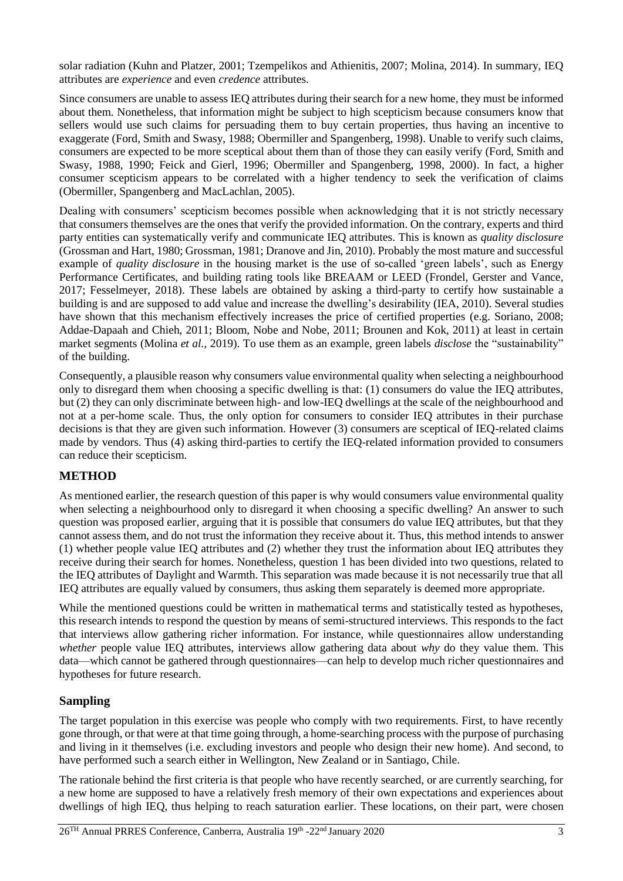solar radiation (Kuhn and Platzer, 2001; Tzempelikos and Athienitis, 2007; Molina, 2014). In summary, IEQ attributes are *experience* and even *credence* attributes.

Since consumers are unable to assess IEQ attributes during their search for a new home, they must be informed about them. Nonetheless, that information might be subject to high scepticism because consumers know that sellers would use such claims for persuading them to buy certain properties, thus having an incentive to exaggerate (Ford, Smith and Swasy, 1988; Obermiller and Spangenberg, 1998). Unable to verify such claims, consumers are expected to be more sceptical about them than of those they can easily verify (Ford, Smith and Swasy, 1988, 1990; Feick and Gierl, 1996; Obermiller and Spangenberg, 1998, 2000). In fact, a higher consumer scepticism appears to be correlated with a higher tendency to seek the verification of claims (Obermiller, Spangenberg and MacLachlan, 2005).

Dealing with consumers' scepticism becomes possible when acknowledging that it is not strictly necessary that consumers themselves are the ones that verify the provided information. On the contrary, experts and third party entities can systematically verify and communicate IEQ attributes. This is known as *quality disclosure* (Grossman and Hart, 1980; Grossman, 1981; Dranove and Jin, 2010). Probably the most mature and successful example of *quality disclosure* in the housing market is the use of so-called 'green labels', such as Energy Performance Certificates, and building rating tools like BREAAM or LEED (Frondel, Gerster and Vance, 2017; Fesselmeyer, 2018). These labels are obtained by asking a third-party to certify how sustainable a building is and are supposed to add value and increase the dwelling's desirability (IEA, 2010). Several studies have shown that this mechanism effectively increases the price of certified properties (e.g. Soriano, 2008; Addae-Dapaah and Chieh, 2011; Bloom, Nobe and Nobe, 2011; Brounen and Kok, 2011) at least in certain market segments (Molina *et al.*, 2019). To use them as an example, green labels *disclose* the "sustainability" of the building.

Consequently, a plausible reason why consumers value environmental quality when selecting a neighbourhood only to disregard them when choosing a specific dwelling is that: (1) consumers do value the IEQ attributes, but (2) they can only discriminate between high- and low-IEQ dwellings at the scale of the neighbourhood and not at a per-home scale. Thus, the only option for consumers to consider IEQ attributes in their purchase decisions is that they are given such information. However (3) consumers are sceptical of IEQ-related claims made by vendors. Thus (4) asking third-parties to certify the IEQ-related information provided to consumers can reduce their scepticism.

## METHOD

As mentioned earlier, the research question of this paper is why would consumers value environmental quality when selecting a neighbourhood only to disregard it when choosing a specific dwelling? An answer to such question was proposed earlier, arguing that it is possible that consumers do value IEQ attributes, but that they cannot assess them, and do not trust the information they receive about it. Thus, this method intends to answer (1) whether people value IEQ attributes and (2) whether they trust the information about IEQ attributes they receive during their search for homes. Nonetheless, question 1 has been divided into two questions, related to the IEQ attributes of Daylight and Warmth. This separation was made because it is not necessarily true that all IEQ attributes are equally valued by consumers, thus asking them separately is deemed more appropriate.

While the mentioned questions could be written in mathematical terms and statistically tested as hypotheses, this research intends to respond the question by means of semi-structured interviews. This responds to the fact that interviews allow gathering richer information. For instance, while questionnaires allow understanding *whether* people value IEQ attributes, interviews allow gathering data about *why* do they value them. This data—which cannot be gathered through questionnaires—can help to develop much richer questionnaires and hypotheses for future research.

### Sampling

The target population in this exercise was people who comply with two requirements. First, to have recently gone through, or that were at that time going through, a home-searching process with the purpose of purchasing and living in it themselves (i.e. excluding investors and people who design their new home). And second, to have performed such a search either in Wellington, New Zealand or in Santiago, Chile.

The rationale behind the first criteria is that people who have recently searched, or are currently searching, for a new home are supposed to have a relatively fresh memory of their own expectations and experiences about dwellings of high IEQ, thus helping to reach saturation earlier. These locations, on their part, were chosen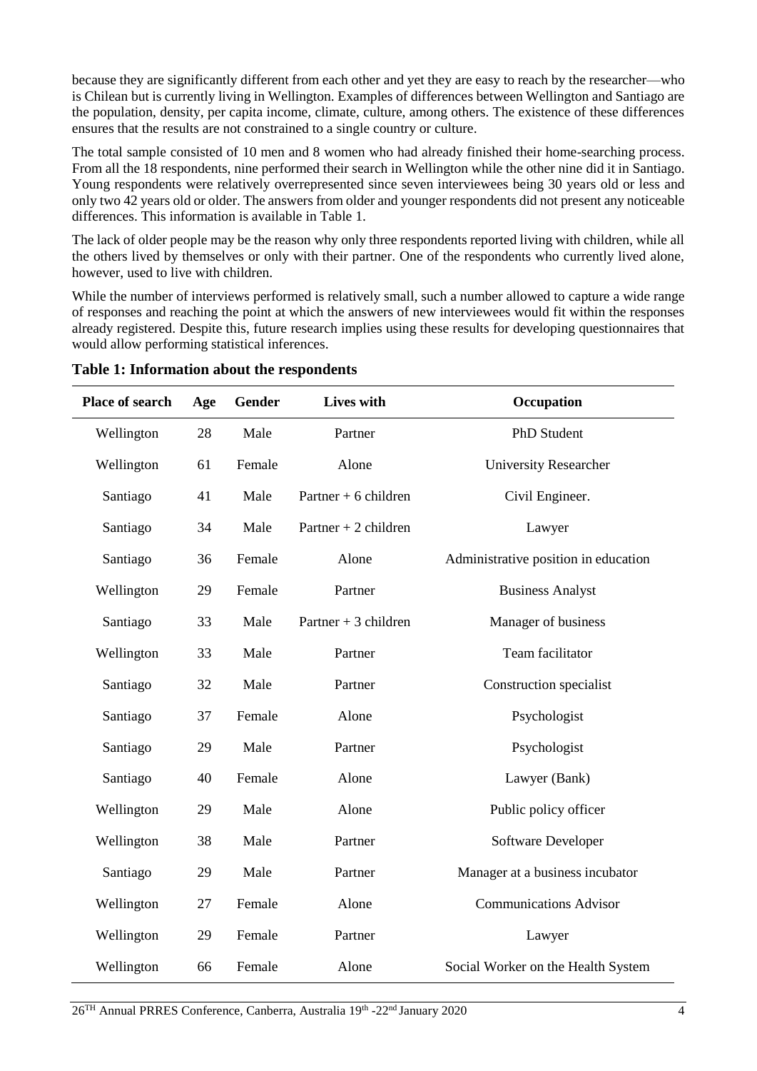because they are significantly different from each other and yet they are easy to reach by the researcher—who is Chilean but is currently living in Wellington. Examples of differences between Wellington and Santiago are the population, density, per capita income, climate, culture, among others. The existence of these differences ensures that the results are not constrained to a single country or culture.

The total sample consisted of 10 men and 8 women who had already finished their home-searching process. From all the 18 respondents, nine performed their search in Wellington while the other nine did it in Santiago. Young respondents were relatively overrepresented since seven interviewees being 30 years old or less and only two 42 years old or older. The answers from older and younger respondents did not present any noticeable differences. This information is available in Table 1.

The lack of older people may be the reason why only three respondents reported living with children, while all the others lived by themselves or only with their partner. One of the respondents who currently lived alone, however, used to live with children.

While the number of interviews performed is relatively small, such a number allowed to capture a wide range of responses and reaching the point at which the answers of new interviewees would fit within the responses already registered. Despite this, future research implies using these results for developing questionnaires that would allow performing statistical inferences.

**Table 1: Information about the respondents**

| Place of search | Age | Gender | Lives with | Occupation |
|---|---|---|---|---|
| Wellington | 28 | Male | Partner | PhD Student |
| Wellington | 61 | Female | Alone | University Researcher |
| Santiago | 41 | Male | Partner + 6 children | Civil Engineer. |
| Santiago | 34 | Male | Partner + 2 children | Lawyer |
| Santiago | 36 | Female | Alone | Administrative position in education |
| Wellington | 29 | Female | Partner | Business Analyst |
| Santiago | 33 | Male | Partner + 3 children | Manager of business |
| Wellington | 33 | Male | Partner | Team facilitator |
| Santiago | 32 | Male | Partner | Construction specialist |
| Santiago | 37 | Female | Alone | Psychologist |
| Santiago | 29 | Male | Partner | Psychologist |
| Santiago | 40 | Female | Alone | Lawyer (Bank) |
| Wellington | 29 | Male | Alone | Public policy officer |
| Wellington | 38 | Male | Partner | Software Developer |
| Santiago | 29 | Male | Partner | Manager at a business incubator |
| Wellington | 27 | Female | Alone | Communications Advisor |
| Wellington | 29 | Female | Partner | Lawyer |
| Wellington | 66 | Female | Alone | Social Worker on the Health System |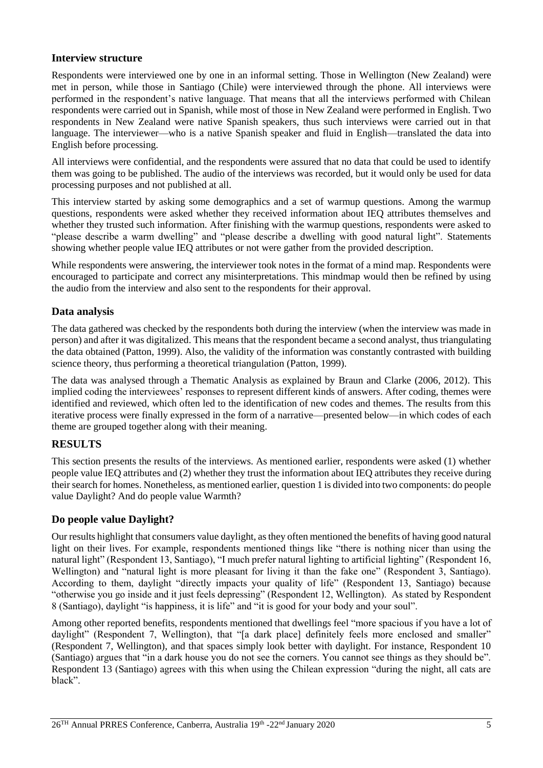## Interview structure

Respondents were interviewed one by one in an informal setting. Those in Wellington (New Zealand) were met in person, while those in Santiago (Chile) were interviewed through the phone. All interviews were performed in the respondent's native language. That means that all the interviews performed with Chilean respondents were carried out in Spanish, while most of those in New Zealand were performed in English. Two respondents in New Zealand were native Spanish speakers, thus such interviews were carried out in that language. The interviewer—who is a native Spanish speaker and fluid in English—translated the data into English before processing.

All interviews were confidential, and the respondents were assured that no data that could be used to identify them was going to be published. The audio of the interviews was recorded, but it would only be used for data processing purposes and not published at all.

This interview started by asking some demographics and a set of warmup questions. Among the warmup questions, respondents were asked whether they received information about IEQ attributes themselves and whether they trusted such information. After finishing with the warmup questions, respondents were asked to "please describe a warm dwelling" and "please describe a dwelling with good natural light". Statements showing whether people value IEQ attributes or not were gather from the provided description.

While respondents were answering, the interviewer took notes in the format of a mind map. Respondents were encouraged to participate and correct any misinterpretations. This mindmap would then be refined by using the audio from the interview and also sent to the respondents for their approval.

## Data analysis

The data gathered was checked by the respondents both during the interview (when the interview was made in person) and after it was digitalized. This means that the respondent became a second analyst, thus triangulating the data obtained (Patton, 1999). Also, the validity of the information was constantly contrasted with building science theory, thus performing a theoretical triangulation (Patton, 1999).

The data was analysed through a Thematic Analysis as explained by Braun and Clarke (2006, 2012). This implied coding the interviewees' responses to represent different kinds of answers. After coding, themes were identified and reviewed, which often led to the identification of new codes and themes. The results from this iterative process were finally expressed in the form of a narrative—presented below—in which codes of each theme are grouped together along with their meaning.

# RESULTS

This section presents the results of the interviews. As mentioned earlier, respondents were asked (1) whether people value IEQ attributes and (2) whether they trust the information about IEQ attributes they receive during their search for homes. Nonetheless, as mentioned earlier, question 1 is divided into two components: do people value Daylight? And do people value Warmth?

## Do people value Daylight?

Our results highlight that consumers value daylight, as they often mentioned the benefits of having good natural light on their lives. For example, respondents mentioned things like "there is nothing nicer than using the natural light" (Respondent 13, Santiago), "I much prefer natural lighting to artificial lighting" (Respondent 16, Wellington) and "natural light is more pleasant for living it than the fake one" (Respondent 3, Santiago). According to them, daylight "directly impacts your quality of life" (Respondent 13, Santiago) because "otherwise you go inside and it just feels depressing" (Respondent 12, Wellington). As stated by Respondent 8 (Santiago), daylight "is happiness, it is life" and "it is good for your body and your soul".

Among other reported benefits, respondents mentioned that dwellings feel "more spacious if you have a lot of daylight" (Respondent 7, Wellington), that "[a dark place] definitely feels more enclosed and smaller" (Respondent 7, Wellington), and that spaces simply look better with daylight. For instance, Respondent 10 (Santiago) argues that "in a dark house you do not see the corners. You cannot see things as they should be". Respondent 13 (Santiago) agrees with this when using the Chilean expression "during the night, all cats are black".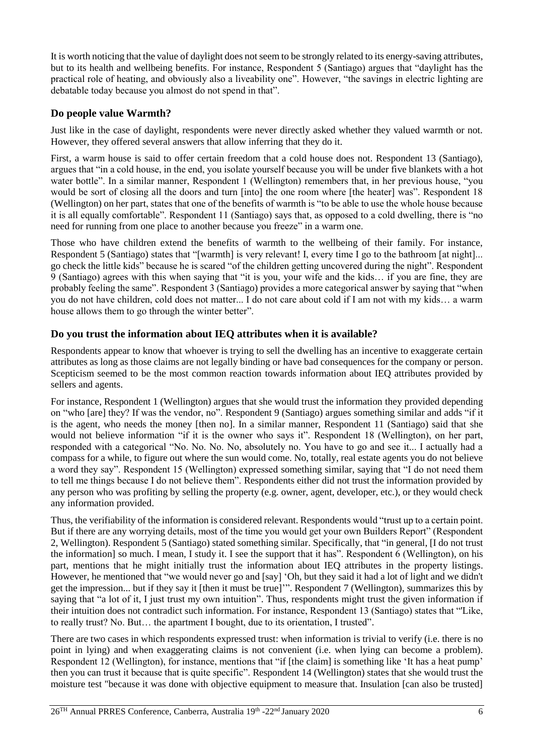It is worth noticing that the value of daylight does not seem to be strongly related to its energy-saving attributes, but to its health and wellbeing benefits. For instance, Respondent 5 (Santiago) argues that "daylight has the practical role of heating, and obviously also a liveability one". However, "the savings in electric lighting are debatable today because you almost do not spend in that".

## Do people value Warmth?

Just like in the case of daylight, respondents were never directly asked whether they valued warmth or not. However, they offered several answers that allow inferring that they do it.

First, a warm house is said to offer certain freedom that a cold house does not. Respondent 13 (Santiago), argues that "in a cold house, in the end, you isolate yourself because you will be under five blankets with a hot water bottle". In a similar manner, Respondent 1 (Wellington) remembers that, in her previous house, "you would be sort of closing all the doors and turn [into] the one room where [the heater] was". Respondent 18 (Wellington) on her part, states that one of the benefits of warmth is "to be able to use the whole house because it is all equally comfortable". Respondent 11 (Santiago) says that, as opposed to a cold dwelling, there is "no need for running from one place to another because you freeze" in a warm one.

Those who have children extend the benefits of warmth to the wellbeing of their family. For instance, Respondent 5 (Santiago) states that "[warmth] is very relevant! I, every time I go to the bathroom [at night]... go check the little kids" because he is scared "of the children getting uncovered during the night". Respondent 9 (Santiago) agrees with this when saying that "it is you, your wife and the kids… if you are fine, they are probably feeling the same". Respondent 3 (Santiago) provides a more categorical answer by saying that "when you do not have children, cold does not matter... I do not care about cold if I am not with my kids… a warm house allows them to go through the winter better".

## Do you trust the information about IEQ attributes when it is available?

Respondents appear to know that whoever is trying to sell the dwelling has an incentive to exaggerate certain attributes as long as those claims are not legally binding or have bad consequences for the company or person. Scepticism seemed to be the most common reaction towards information about IEQ attributes provided by sellers and agents.

For instance, Respondent 1 (Wellington) argues that she would trust the information they provided depending on "who [are] they? If was the vendor, no". Respondent 9 (Santiago) argues something similar and adds "if it is the agent, who needs the money [then no]. In a similar manner, Respondent 11 (Santiago) said that she would not believe information "if it is the owner who says it". Respondent 18 (Wellington), on her part, responded with a categorical "No. No. No. No, absolutely no. You have to go and see it... I actually had a compass for a while, to figure out where the sun would come. No, totally, real estate agents you do not believe a word they say". Respondent 15 (Wellington) expressed something similar, saying that "I do not need them to tell me things because I do not believe them". Respondents either did not trust the information provided by any person who was profiting by selling the property (e.g. owner, agent, developer, etc.), or they would check any information provided.

Thus, the verifiability of the information is considered relevant. Respondents would "trust up to a certain point. But if there are any worrying details, most of the time you would get your own Builders Report" (Respondent 2, Wellington). Respondent 5 (Santiago) stated something similar. Specifically, that "in general, [I do not trust the information] so much. I mean, I study it. I see the support that it has". Respondent 6 (Wellington), on his part, mentions that he might initially trust the information about IEQ attributes in the property listings. However, he mentioned that "we would never go and [say] 'Oh, but they said it had a lot of light and we didn't get the impression... but if they say it [then it must be true]'". Respondent 7 (Wellington), summarizes this by saying that "a lot of it, I just trust my own intuition". Thus, respondents might trust the given information if their intuition does not contradict such information. For instance, Respondent 13 (Santiago) states that "'Like, to really trust? No. But… the apartment I bought, due to its orientation, I trusted".

There are two cases in which respondents expressed trust: when information is trivial to verify (i.e. there is no point in lying) and when exaggerating claims is not convenient (i.e. when lying can become a problem). Respondent 12 (Wellington), for instance, mentions that "if [the claim] is something like 'It has a heat pump' then you can trust it because that is quite specific". Respondent 14 (Wellington) states that she would trust the moisture test "because it was done with objective equipment to measure that. Insulation [can also be trusted]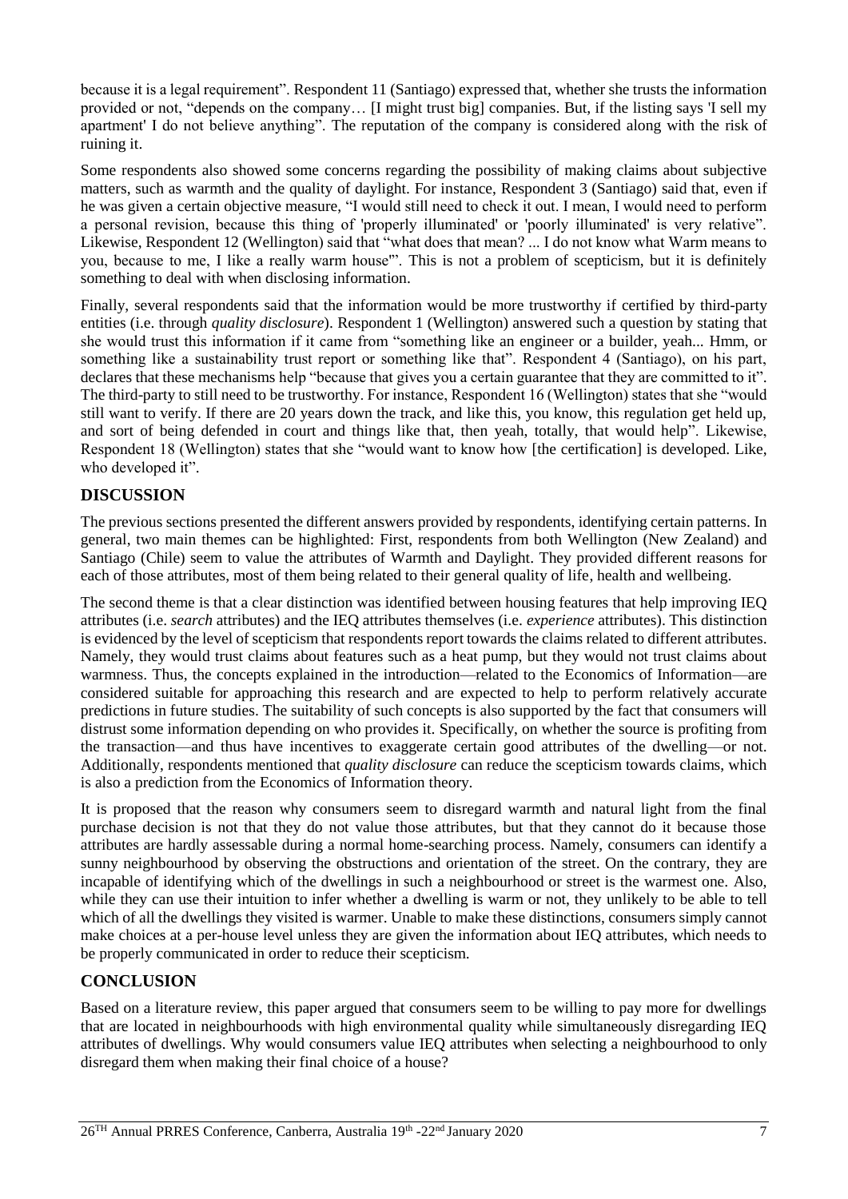because it is a legal requirement". Respondent 11 (Santiago) expressed that, whether she trusts the information provided or not, "depends on the company… [I might trust big] companies. But, if the listing says 'I sell my apartment' I do not believe anything". The reputation of the company is considered along with the risk of ruining it.

Some respondents also showed some concerns regarding the possibility of making claims about subjective matters, such as warmth and the quality of daylight. For instance, Respondent 3 (Santiago) said that, even if he was given a certain objective measure, "I would still need to check it out. I mean, I would need to perform a personal revision, because this thing of 'properly illuminated' or 'poorly illuminated' is very relative". Likewise, Respondent 12 (Wellington) said that "what does that mean? ... I do not know what Warm means to you, because to me, I like a really warm house'". This is not a problem of scepticism, but it is definitely something to deal with when disclosing information.

Finally, several respondents said that the information would be more trustworthy if certified by third-party entities (i.e. through *quality disclosure*). Respondent 1 (Wellington) answered such a question by stating that she would trust this information if it came from "something like an engineer or a builder, yeah... Hmm, or something like a sustainability trust report or something like that". Respondent 4 (Santiago), on his part, declares that these mechanisms help "because that gives you a certain guarantee that they are committed to it". The third-party to still need to be trustworthy. For instance, Respondent 16 (Wellington) states that she "would still want to verify. If there are 20 years down the track, and like this, you know, this regulation get held up, and sort of being defended in court and things like that, then yeah, totally, that would help". Likewise, Respondent 18 (Wellington) states that she "would want to know how [the certification] is developed. Like, who developed it".

## DISCUSSION

The previous sections presented the different answers provided by respondents, identifying certain patterns. In general, two main themes can be highlighted: First, respondents from both Wellington (New Zealand) and Santiago (Chile) seem to value the attributes of Warmth and Daylight. They provided different reasons for each of those attributes, most of them being related to their general quality of life, health and wellbeing.

The second theme is that a clear distinction was identified between housing features that help improving IEQ attributes (i.e. *search* attributes) and the IEQ attributes themselves (i.e. *experience* attributes). This distinction is evidenced by the level of scepticism that respondents report towards the claims related to different attributes. Namely, they would trust claims about features such as a heat pump, but they would not trust claims about warmness. Thus, the concepts explained in the introduction—related to the Economics of Information—are considered suitable for approaching this research and are expected to help to perform relatively accurate predictions in future studies. The suitability of such concepts is also supported by the fact that consumers will distrust some information depending on who provides it. Specifically, on whether the source is profiting from the transaction—and thus have incentives to exaggerate certain good attributes of the dwelling—or not. Additionally, respondents mentioned that *quality disclosure* can reduce the scepticism towards claims, which is also a prediction from the Economics of Information theory.

It is proposed that the reason why consumers seem to disregard warmth and natural light from the final purchase decision is not that they do not value those attributes, but that they cannot do it because those attributes are hardly assessable during a normal home-searching process. Namely, consumers can identify a sunny neighbourhood by observing the obstructions and orientation of the street. On the contrary, they are incapable of identifying which of the dwellings in such a neighbourhood or street is the warmest one. Also, while they can use their intuition to infer whether a dwelling is warm or not, they unlikely to be able to tell which of all the dwellings they visited is warmer. Unable to make these distinctions, consumers simply cannot make choices at a per-house level unless they are given the information about IEQ attributes, which needs to be properly communicated in order to reduce their scepticism.

## CONCLUSION

Based on a literature review, this paper argued that consumers seem to be willing to pay more for dwellings that are located in neighbourhoods with high environmental quality while simultaneously disregarding IEQ attributes of dwellings. Why would consumers value IEQ attributes when selecting a neighbourhood to only disregard them when making their final choice of a house?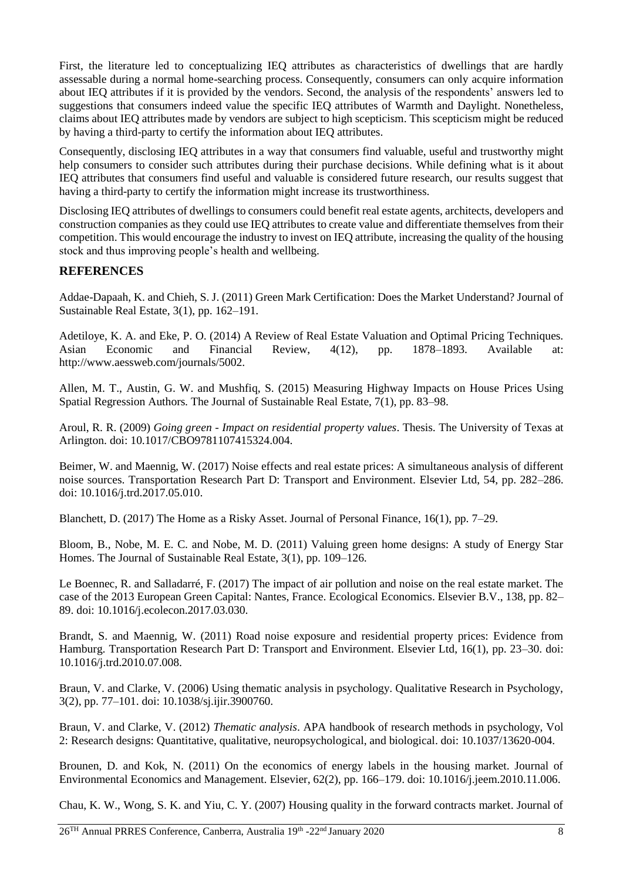First, the literature led to conceptualizing IEQ attributes as characteristics of dwellings that are hardly assessable during a normal home-searching process. Consequently, consumers can only acquire information about IEQ attributes if it is provided by the vendors. Second, the analysis of the respondents' answers led to suggestions that consumers indeed value the specific IEQ attributes of Warmth and Daylight. Nonetheless, claims about IEQ attributes made by vendors are subject to high scepticism. This scepticism might be reduced by having a third-party to certify the information about IEQ attributes.

Consequently, disclosing IEQ attributes in a way that consumers find valuable, useful and trustworthy might help consumers to consider such attributes during their purchase decisions. While defining what is it about IEQ attributes that consumers find useful and valuable is considered future research, our results suggest that having a third-party to certify the information might increase its trustworthiness.

Disclosing IEQ attributes of dwellings to consumers could benefit real estate agents, architects, developers and construction companies as they could use IEQ attributes to create value and differentiate themselves from their competition. This would encourage the industry to invest on IEQ attribute, increasing the quality of the housing stock and thus improving people's health and wellbeing.

## REFERENCES

Addae-Dapaah, K. and Chieh, S. J. (2011) Green Mark Certification: Does the Market Understand? Journal of Sustainable Real Estate, 3(1), pp. 162–191.

Adetiloye, K. A. and Eke, P. O. (2014) A Review of Real Estate Valuation and Optimal Pricing Techniques. Asian Economic and Financial Review, 4(12), pp. 1878–1893. Available at: http://www.aessweb.com/journals/5002.

Allen, M. T., Austin, G. W. and Mushfiq, S. (2015) Measuring Highway Impacts on House Prices Using Spatial Regression Authors. The Journal of Sustainable Real Estate, 7(1), pp. 83–98.

Aroul, R. R. (2009) *Going green - Impact on residential property values*. Thesis. The University of Texas at Arlington. doi: 10.1017/CBO9781107415324.004.

Beimer, W. and Maennig, W. (2017) Noise effects and real estate prices: A simultaneous analysis of different noise sources. Transportation Research Part D: Transport and Environment. Elsevier Ltd, 54, pp. 282–286. doi: 10.1016/j.trd.2017.05.010.

Blanchett, D. (2017) The Home as a Risky Asset. Journal of Personal Finance, 16(1), pp. 7–29.

Bloom, B., Nobe, M. E. C. and Nobe, M. D. (2011) Valuing green home designs: A study of Energy Star Homes. The Journal of Sustainable Real Estate, 3(1), pp. 109–126.

Le Boennec, R. and Salladarré, F. (2017) The impact of air pollution and noise on the real estate market. The case of the 2013 European Green Capital: Nantes, France. Ecological Economics. Elsevier B.V., 138, pp. 82–89. doi: 10.1016/j.ecolecon.2017.03.030.

Brandt, S. and Maennig, W. (2011) Road noise exposure and residential property prices: Evidence from Hamburg. Transportation Research Part D: Transport and Environment. Elsevier Ltd, 16(1), pp. 23–30. doi: 10.1016/j.trd.2010.07.008.

Braun, V. and Clarke, V. (2006) Using thematic analysis in psychology. Qualitative Research in Psychology, 3(2), pp. 77–101. doi: 10.1038/sj.ijir.3900760.

Braun, V. and Clarke, V. (2012) *Thematic analysis*. APA handbook of research methods in psychology, Vol 2: Research designs: Quantitative, qualitative, neuropsychological, and biological. doi: 10.1037/13620-004.

Brounen, D. and Kok, N. (2011) On the economics of energy labels in the housing market. Journal of Environmental Economics and Management. Elsevier, 62(2), pp. 166–179. doi: 10.1016/j.jeem.2010.11.006.

Chau, K. W., Wong, S. K. and Yiu, C. Y. (2007) Housing quality in the forward contracts market. Journal of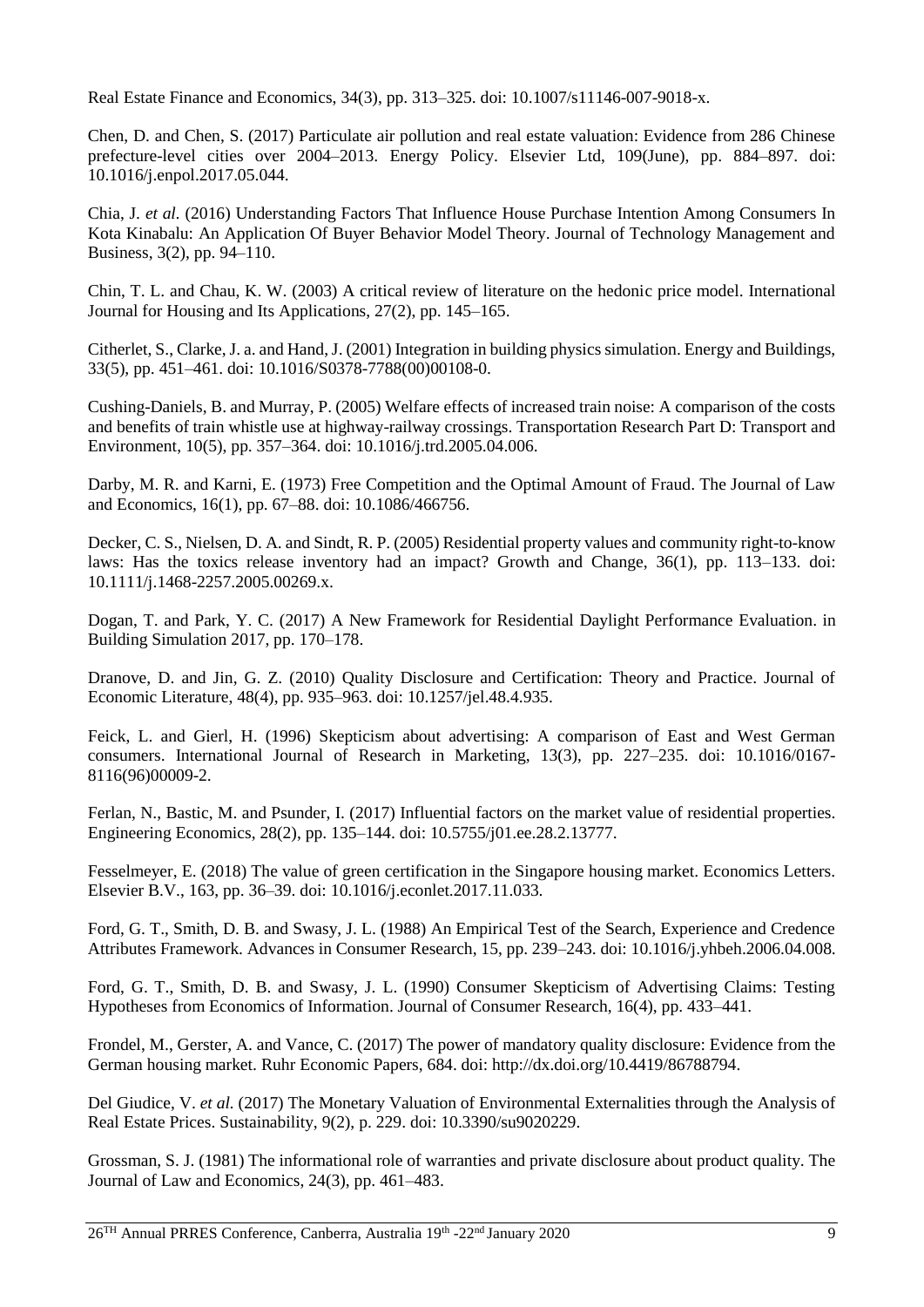Real Estate Finance and Economics, 34(3), pp. 313–325. doi: 10.1007/s11146-007-9018-x.

Chen, D. and Chen, S. (2017) Particulate air pollution and real estate valuation: Evidence from 286 Chinese prefecture-level cities over 2004–2013. Energy Policy. Elsevier Ltd, 109(June), pp. 884–897. doi: 10.1016/j.enpol.2017.05.044.

Chia, J. *et al.* (2016) Understanding Factors That Influence House Purchase Intention Among Consumers In Kota Kinabalu: An Application Of Buyer Behavior Model Theory. Journal of Technology Management and Business, 3(2), pp. 94–110.

Chin, T. L. and Chau, K. W. (2003) A critical review of literature on the hedonic price model. International Journal for Housing and Its Applications, 27(2), pp. 145–165.

Citherlet, S., Clarke, J. a. and Hand, J. (2001) Integration in building physics simulation. Energy and Buildings, 33(5), pp. 451–461. doi: 10.1016/S0378-7788(00)00108-0.

Cushing-Daniels, B. and Murray, P. (2005) Welfare effects of increased train noise: A comparison of the costs and benefits of train whistle use at highway-railway crossings. Transportation Research Part D: Transport and Environment, 10(5), pp. 357–364. doi: 10.1016/j.trd.2005.04.006.

Darby, M. R. and Karni, E. (1973) Free Competition and the Optimal Amount of Fraud. The Journal of Law and Economics, 16(1), pp. 67–88. doi: 10.1086/466756.

Decker, C. S., Nielsen, D. A. and Sindt, R. P. (2005) Residential property values and community right-to-know laws: Has the toxics release inventory had an impact? Growth and Change, 36(1), pp. 113–133. doi: 10.1111/j.1468-2257.2005.00269.x.

Dogan, T. and Park, Y. C. (2017) A New Framework for Residential Daylight Performance Evaluation. in Building Simulation 2017, pp. 170–178.

Dranove, D. and Jin, G. Z. (2010) Quality Disclosure and Certification: Theory and Practice. Journal of Economic Literature, 48(4), pp. 935–963. doi: 10.1257/jel.48.4.935.

Feick, L. and Gierl, H. (1996) Skepticism about advertising: A comparison of East and West German consumers. International Journal of Research in Marketing, 13(3), pp. 227–235. doi: 10.1016/0167-8116(96)00009-2.

Ferlan, N., Bastic, M. and Psunder, I. (2017) Influential factors on the market value of residential properties. Engineering Economics, 28(2), pp. 135–144. doi: 10.5755/j01.ee.28.2.13777.

Fesselmeyer, E. (2018) The value of green certification in the Singapore housing market. Economics Letters. Elsevier B.V., 163, pp. 36–39. doi: 10.1016/j.econlet.2017.11.033.

Ford, G. T., Smith, D. B. and Swasy, J. L. (1988) An Empirical Test of the Search, Experience and Credence Attributes Framework. Advances in Consumer Research, 15, pp. 239–243. doi: 10.1016/j.yhbeh.2006.04.008.

Ford, G. T., Smith, D. B. and Swasy, J. L. (1990) Consumer Skepticism of Advertising Claims: Testing Hypotheses from Economics of Information. Journal of Consumer Research, 16(4), pp. 433–441.

Frondel, M., Gerster, A. and Vance, C. (2017) The power of mandatory quality disclosure: Evidence from the German housing market. Ruhr Economic Papers, 684. doi: http://dx.doi.org/10.4419/86788794.

Del Giudice, V. *et al.* (2017) The Monetary Valuation of Environmental Externalities through the Analysis of Real Estate Prices. Sustainability, 9(2), p. 229. doi: 10.3390/su9020229.

Grossman, S. J. (1981) The informational role of warranties and private disclosure about product quality. The Journal of Law and Economics, 24(3), pp. 461–483.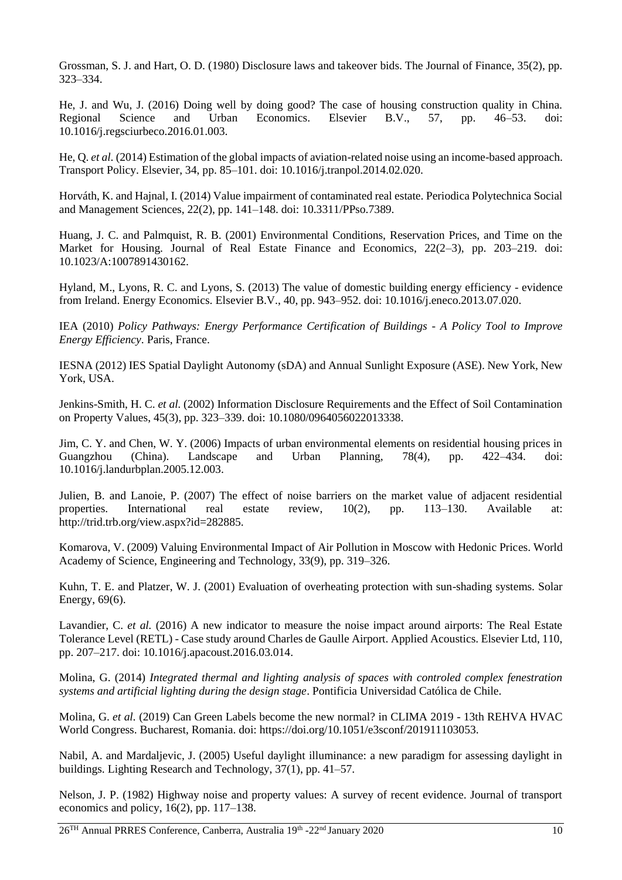Grossman, S. J. and Hart, O. D. (1980) Disclosure laws and takeover bids. The Journal of Finance, 35(2), pp. 323–334.

He, J. and Wu, J. (2016) Doing well by doing good? The case of housing construction quality in China. Regional Science and Urban Economics. Elsevier B.V., 57, pp. 46–53. doi: 10.1016/j.regsciurbeco.2016.01.003.

He, Q. *et al.* (2014) Estimation of the global impacts of aviation-related noise using an income-based approach. Transport Policy. Elsevier, 34, pp. 85–101. doi: 10.1016/j.tranpol.2014.02.020.

Horváth, K. and Hajnal, I. (2014) Value impairment of contaminated real estate. Periodica Polytechnica Social and Management Sciences, 22(2), pp. 141–148. doi: 10.3311/PPso.7389.

Huang, J. C. and Palmquist, R. B. (2001) Environmental Conditions, Reservation Prices, and Time on the Market for Housing. Journal of Real Estate Finance and Economics, 22(2–3), pp. 203–219. doi: 10.1023/A:1007891430162.

Hyland, M., Lyons, R. C. and Lyons, S. (2013) The value of domestic building energy efficiency - evidence from Ireland. Energy Economics. Elsevier B.V., 40, pp. 943–952. doi: 10.1016/j.eneco.2013.07.020.

IEA (2010) *Policy Pathways: Energy Performance Certification of Buildings - A Policy Tool to Improve Energy Efficiency*. Paris, France.

IESNA (2012) IES Spatial Daylight Autonomy (sDA) and Annual Sunlight Exposure (ASE). New York, New York, USA.

Jenkins-Smith, H. C. *et al.* (2002) Information Disclosure Requirements and the Effect of Soil Contamination on Property Values, 45(3), pp. 323–339. doi: 10.1080/0964056022013338.

Jim, C. Y. and Chen, W. Y. (2006) Impacts of urban environmental elements on residential housing prices in Guangzhou (China). Landscape and Urban Planning, 78(4), pp. 422–434. doi: 10.1016/j.landurbplan.2005.12.003.

Julien, B. and Lanoie, P. (2007) The effect of noise barriers on the market value of adjacent residential properties. International real estate review, 10(2), pp. 113–130. Available at: http://trid.trb.org/view.aspx?id=282885.

Komarova, V. (2009) Valuing Environmental Impact of Air Pollution in Moscow with Hedonic Prices. World Academy of Science, Engineering and Technology, 33(9), pp. 319–326.

Kuhn, T. E. and Platzer, W. J. (2001) Evaluation of overheating protection with sun-shading systems. Solar Energy, 69(6).

Lavandier, C. *et al.* (2016) A new indicator to measure the noise impact around airports: The Real Estate Tolerance Level (RETL) - Case study around Charles de Gaulle Airport. Applied Acoustics. Elsevier Ltd, 110, pp. 207–217. doi: 10.1016/j.apacoust.2016.03.014.

Molina, G. (2014) *Integrated thermal and lighting analysis of spaces with controled complex fenestration systems and artificial lighting during the design stage*. Pontificia Universidad Católica de Chile.

Molina, G. *et al.* (2019) Can Green Labels become the new normal? in CLIMA 2019 - 13th REHVA HVAC World Congress. Bucharest, Romania. doi: https://doi.org/10.1051/e3sconf/201911103053.

Nabil, A. and Mardaljevic, J. (2005) Useful daylight illuminance: a new paradigm for assessing daylight in buildings. Lighting Research and Technology, 37(1), pp. 41–57.

Nelson, J. P. (1982) Highway noise and property values: A survey of recent evidence. Journal of transport economics and policy, 16(2), pp. 117–138.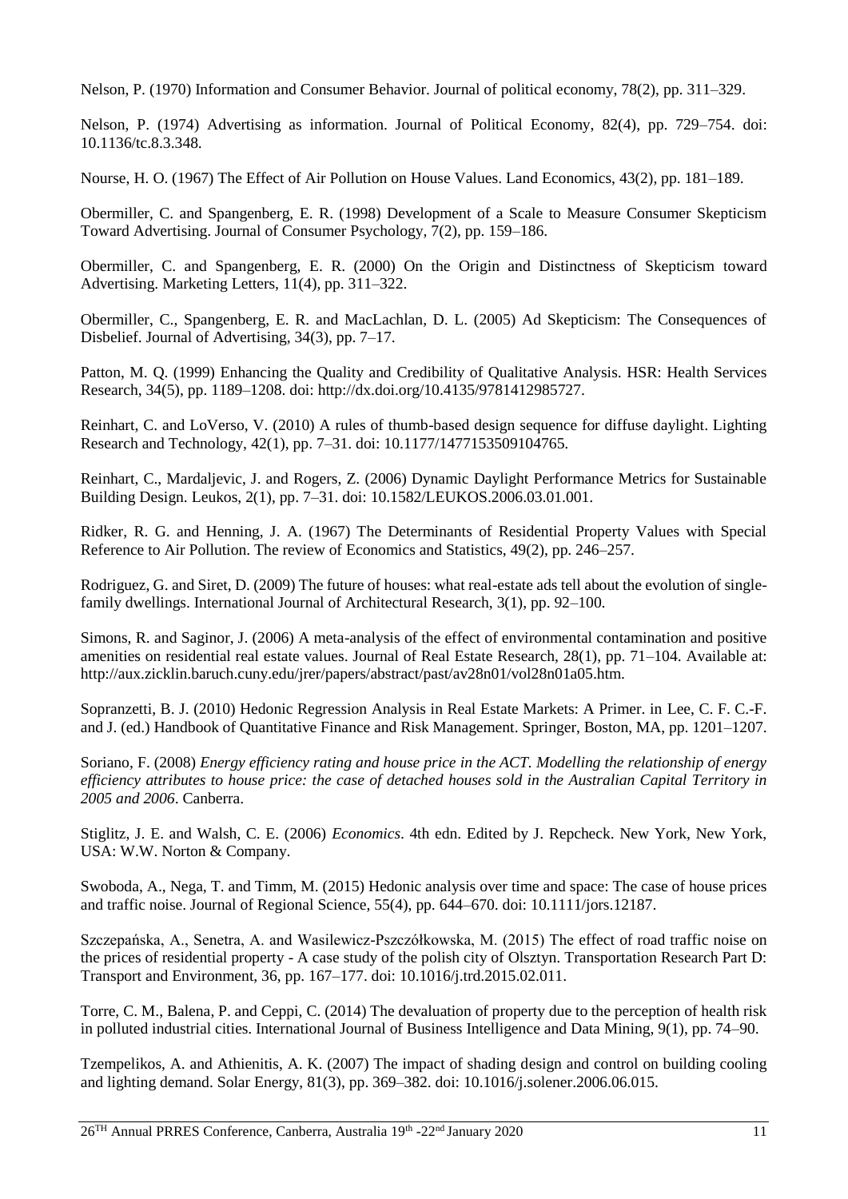Nelson, P. (1970) Information and Consumer Behavior. Journal of political economy, 78(2), pp. 311–329.

Nelson, P. (1974) Advertising as information. Journal of Political Economy, 82(4), pp. 729–754. doi: 10.1136/tc.8.3.348.

Nourse, H. O. (1967) The Effect of Air Pollution on House Values. Land Economics, 43(2), pp. 181–189.

Obermiller, C. and Spangenberg, E. R. (1998) Development of a Scale to Measure Consumer Skepticism Toward Advertising. Journal of Consumer Psychology, 7(2), pp. 159–186.

Obermiller, C. and Spangenberg, E. R. (2000) On the Origin and Distinctness of Skepticism toward Advertising. Marketing Letters, 11(4), pp. 311–322.

Obermiller, C., Spangenberg, E. R. and MacLachlan, D. L. (2005) Ad Skepticism: The Consequences of Disbelief. Journal of Advertising, 34(3), pp. 7–17.

Patton, M. Q. (1999) Enhancing the Quality and Credibility of Qualitative Analysis. HSR: Health Services Research, 34(5), pp. 1189–1208. doi: http://dx.doi.org/10.4135/9781412985727.

Reinhart, C. and LoVerso, V. (2010) A rules of thumb-based design sequence for diffuse daylight. Lighting Research and Technology, 42(1), pp. 7–31. doi: 10.1177/1477153509104765.

Reinhart, C., Mardaljevic, J. and Rogers, Z. (2006) Dynamic Daylight Performance Metrics for Sustainable Building Design. Leukos, 2(1), pp. 7–31. doi: 10.1582/LEUKOS.2006.03.01.001.

Ridker, R. G. and Henning, J. A. (1967) The Determinants of Residential Property Values with Special Reference to Air Pollution. The review of Economics and Statistics, 49(2), pp. 246–257.

Rodriguez, G. and Siret, D. (2009) The future of houses: what real-estate ads tell about the evolution of single-family dwellings. International Journal of Architectural Research, 3(1), pp. 92–100.

Simons, R. and Saginor, J. (2006) A meta-analysis of the effect of environmental contamination and positive amenities on residential real estate values. Journal of Real Estate Research, 28(1), pp. 71–104. Available at: http://aux.zicklin.baruch.cuny.edu/jrer/papers/abstract/past/av28n01/vol28n01a05.htm.

Sopranzetti, B. J. (2010) Hedonic Regression Analysis in Real Estate Markets: A Primer. in Lee, C. F. C.-F. and J. (ed.) Handbook of Quantitative Finance and Risk Management. Springer, Boston, MA, pp. 1201–1207.

Soriano, F. (2008) *Energy efficiency rating and house price in the ACT. Modelling the relationship of energy efficiency attributes to house price: the case of detached houses sold in the Australian Capital Territory in 2005 and 2006*. Canberra.

Stiglitz, J. E. and Walsh, C. E. (2006) *Economics*. 4th edn. Edited by J. Repcheck. New York, New York, USA: W.W. Norton & Company.

Swoboda, A., Nega, T. and Timm, M. (2015) Hedonic analysis over time and space: The case of house prices and traffic noise. Journal of Regional Science, 55(4), pp. 644–670. doi: 10.1111/jors.12187.

Szczepańska, A., Senetra, A. and Wasilewicz-Pszczółkowska, M. (2015) The effect of road traffic noise on the prices of residential property - A case study of the polish city of Olsztyn. Transportation Research Part D: Transport and Environment, 36, pp. 167–177. doi: 10.1016/j.trd.2015.02.011.

Torre, C. M., Balena, P. and Ceppi, C. (2014) The devaluation of property due to the perception of health risk in polluted industrial cities. International Journal of Business Intelligence and Data Mining, 9(1), pp. 74–90.

Tzempelikos, A. and Athienitis, A. K. (2007) The impact of shading design and control on building cooling and lighting demand. Solar Energy, 81(3), pp. 369–382. doi: 10.1016/j.solener.2006.06.015.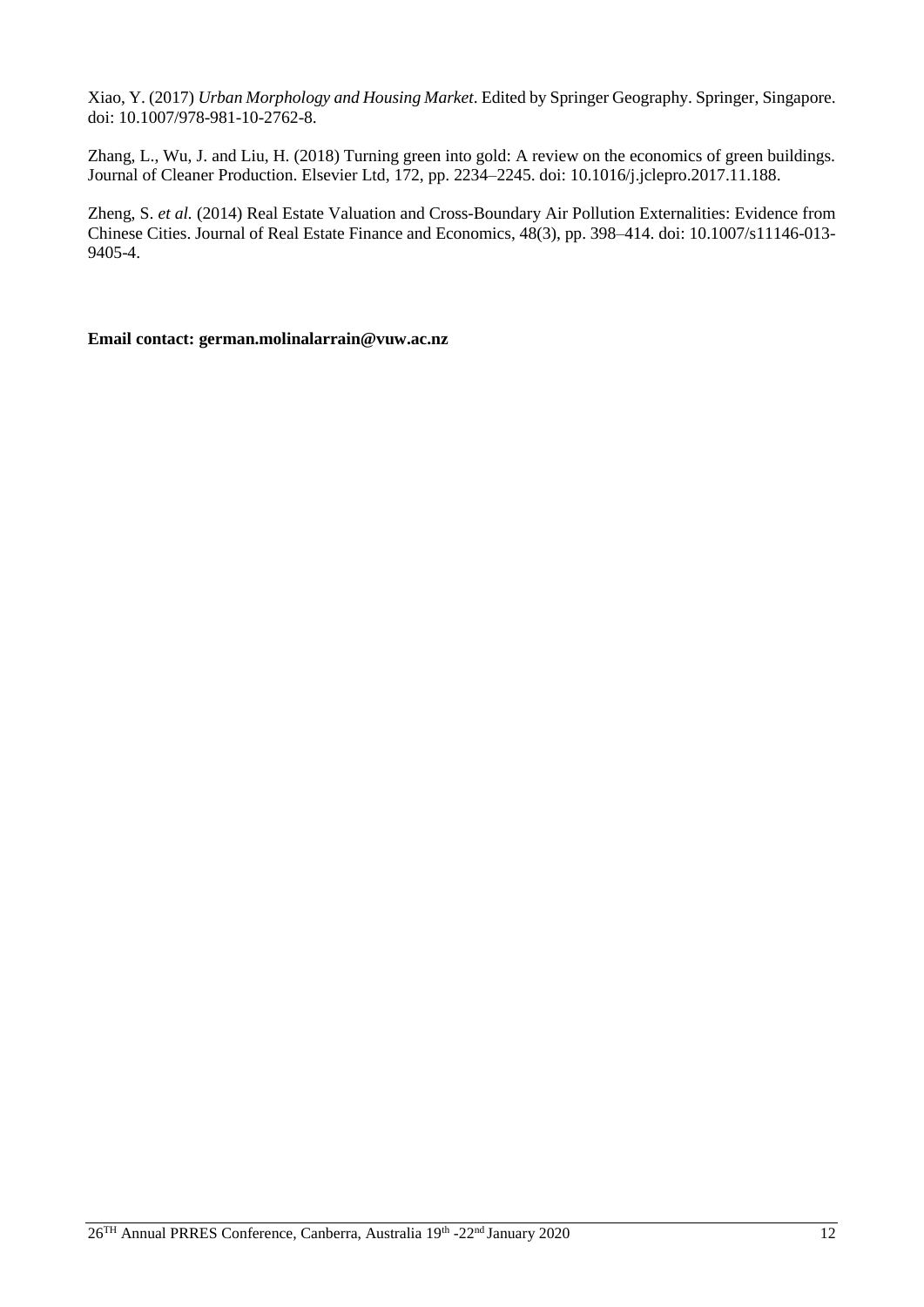Xiao, Y. (2017) *Urban Morphology and Housing Market*. Edited by Springer Geography. Springer, Singapore. doi: 10.1007/978-981-10-2762-8.

Zhang, L., Wu, J. and Liu, H. (2018) Turning green into gold: A review on the economics of green buildings. Journal of Cleaner Production. Elsevier Ltd, 172, pp. 2234–2245. doi: 10.1016/j.jclepro.2017.11.188.

Zheng, S. *et al.* (2014) Real Estate Valuation and Cross-Boundary Air Pollution Externalities: Evidence from Chinese Cities. Journal of Real Estate Finance and Economics, 48(3), pp. 398–414. doi: 10.1007/s11146-013-9405-4.

**Email contact: german.molinalarrain@vuw.ac.nz**